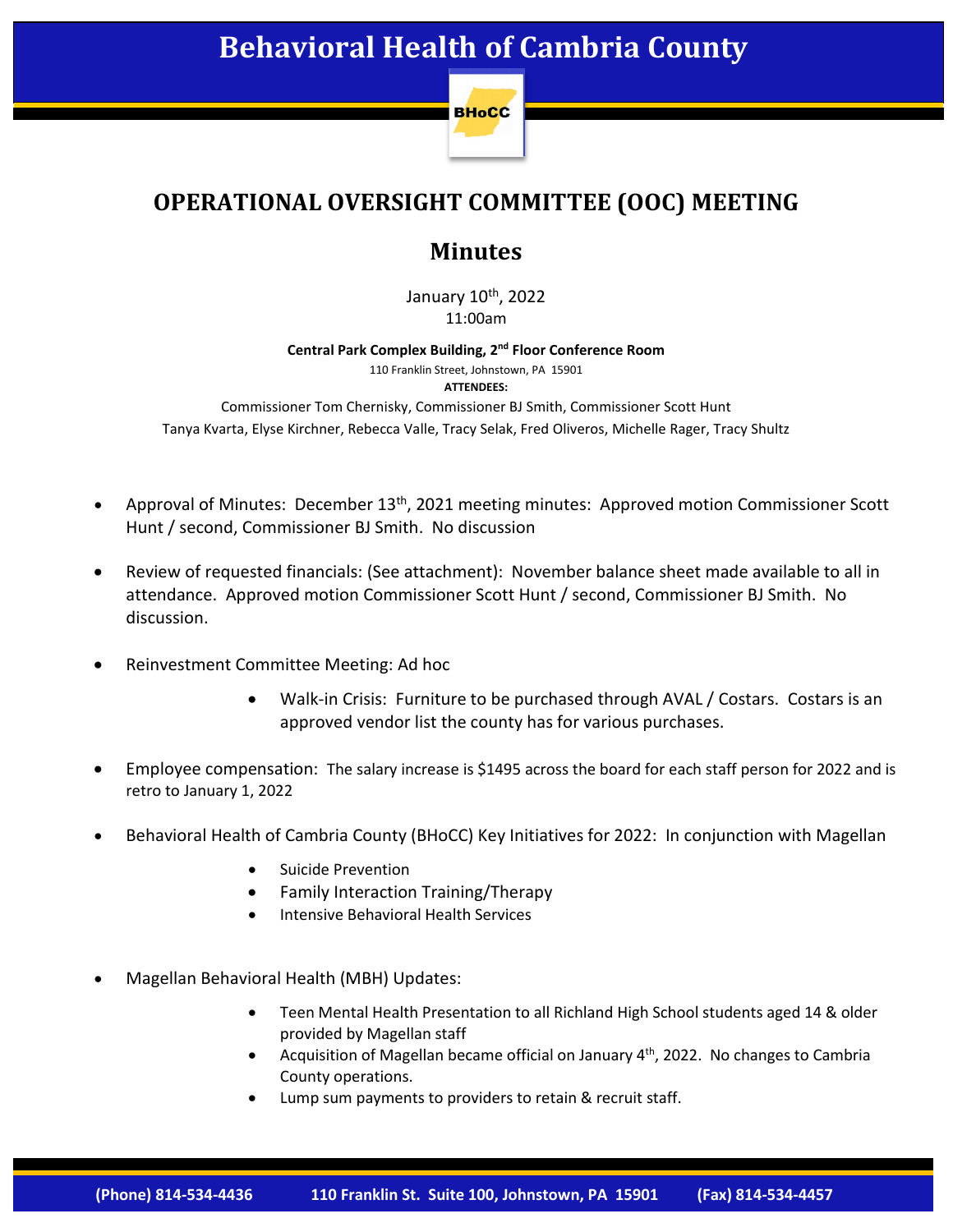# Behavioral Health of Cambria County

BHoCC

## OPERATIONAL OVERSIGHT COMMITTEE (OOC) MEETING

## Minutes

January 10th, 2022
11:00am

**Central Park Complex Building, 2nd Floor Conference Room**
110 Franklin Street, Johnstown, PA 15901
**ATTENDEES:**
Commissioner Tom Chernisky, Commissioner BJ Smith, Commissioner Scott Hunt
Tanya Kvarta, Elyse Kirchner, Rebecca Valle, Tracy Selak, Fred Oliveros, Michelle Rager, Tracy Shultz

- Approval of Minutes: December 13th, 2021 meeting minutes: Approved motion Commissioner Scott Hunt / second, Commissioner BJ Smith. No discussion
- Review of requested financials: (See attachment): November balance sheet made available to all in attendance. Approved motion Commissioner Scott Hunt / second, Commissioner BJ Smith. No discussion.
- Reinvestment Committee Meeting: Ad hoc
    - Walk-in Crisis: Furniture to be purchased through AVAL / Costars. Costars is an approved vendor list the county has for various purchases.
- Employee compensation: The salary increase is $1495 across the board for each staff person for 2022 and is retro to January 1, 2022
- Behavioral Health of Cambria County (BHoCC) Key Initiatives for 2022: In conjunction with Magellan
    - Suicide Prevention
    - Family Interaction Training/Therapy
    - Intensive Behavioral Health Services
- Magellan Behavioral Health (MBH) Updates:
    - Teen Mental Health Presentation to all Richland High School students aged 14 & older provided by Magellan staff
    - Acquisition of Magellan became official on January 4th, 2022. No changes to Cambria County operations.
    - Lump sum payments to providers to retain & recruit staff.

(Phone) 814-534-4436 110 Franklin St. Suite 100, Johnstown, PA 15901 (Fax) 814-534-4457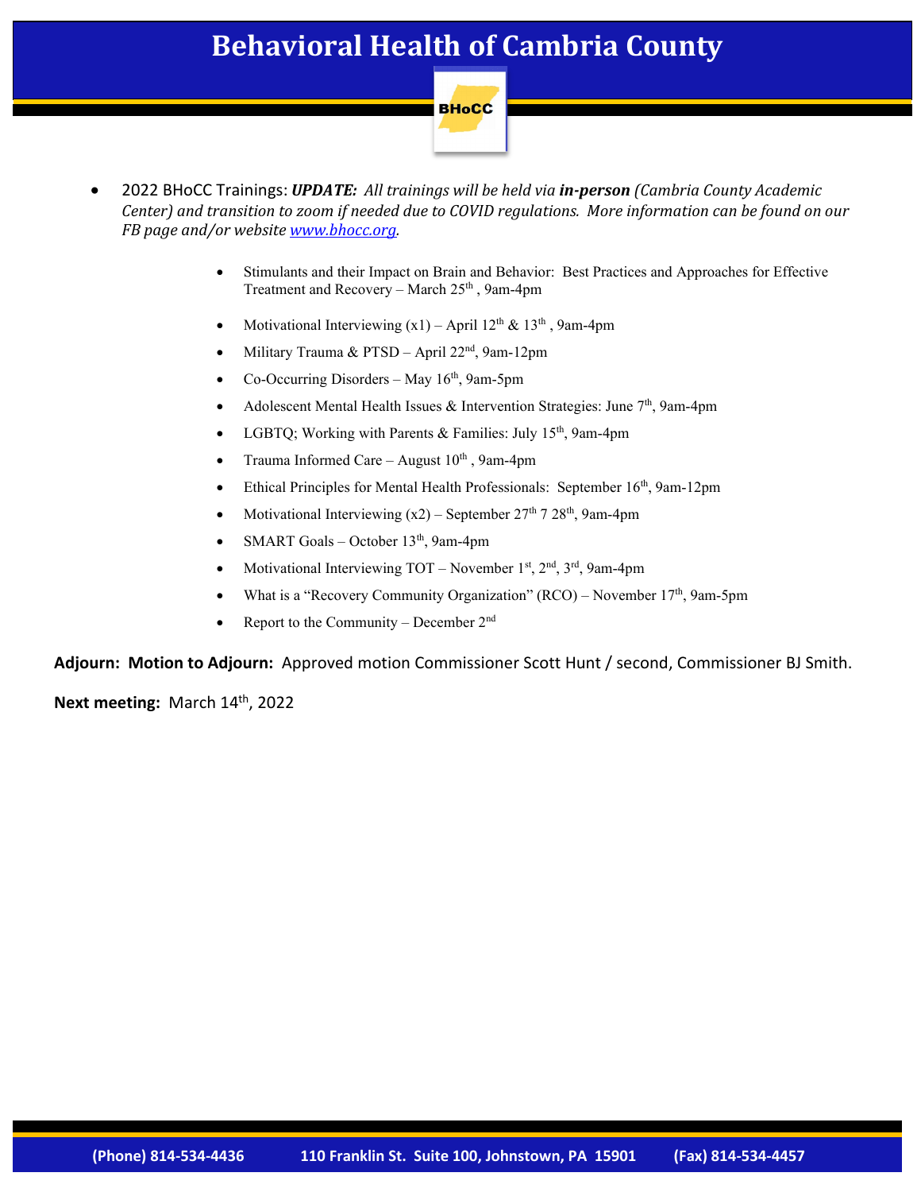- 2022 BHoCC Trainings: ***UPDATE:*** *All trainings will be held via **in-person** (Cambria County Academic Center) and transition to zoom if needed due to COVID regulations. More information can be found on our FB page and/or website [www.bhocc.org](http://www.bhocc.org).*

  - Stimulants and their Impact on Brain and Behavior: Best Practices and Approaches for Effective Treatment and Recovery – March 25th , 9am-4pm
  - Motivational Interviewing (x1) – April 12th & 13th , 9am-4pm
  - Military Trauma & PTSD – April 22nd, 9am-12pm
  - Co-Occurring Disorders – May 16th, 9am-5pm
  - Adolescent Mental Health Issues & Intervention Strategies: June 7th, 9am-4pm
  - LGBTQ; Working with Parents & Families: July 15th, 9am-4pm
  - Trauma Informed Care – August 10th , 9am-4pm
  - Ethical Principles for Mental Health Professionals: September 16th, 9am-12pm
  - Motivational Interviewing (x2) – September 27th 7 28th, 9am-4pm
  - SMART Goals – October 13th, 9am-4pm
  - Motivational Interviewing TOT – November 1st, 2nd, 3rd, 9am-4pm
  - What is a "Recovery Community Organization" (RCO) – November 17th, 9am-5pm
  - Report to the Community – December 2nd

**Adjourn: Motion to Adjourn:** Approved motion Commissioner Scott Hunt / second, Commissioner BJ Smith.

**Next meeting:** March 14th, 2022